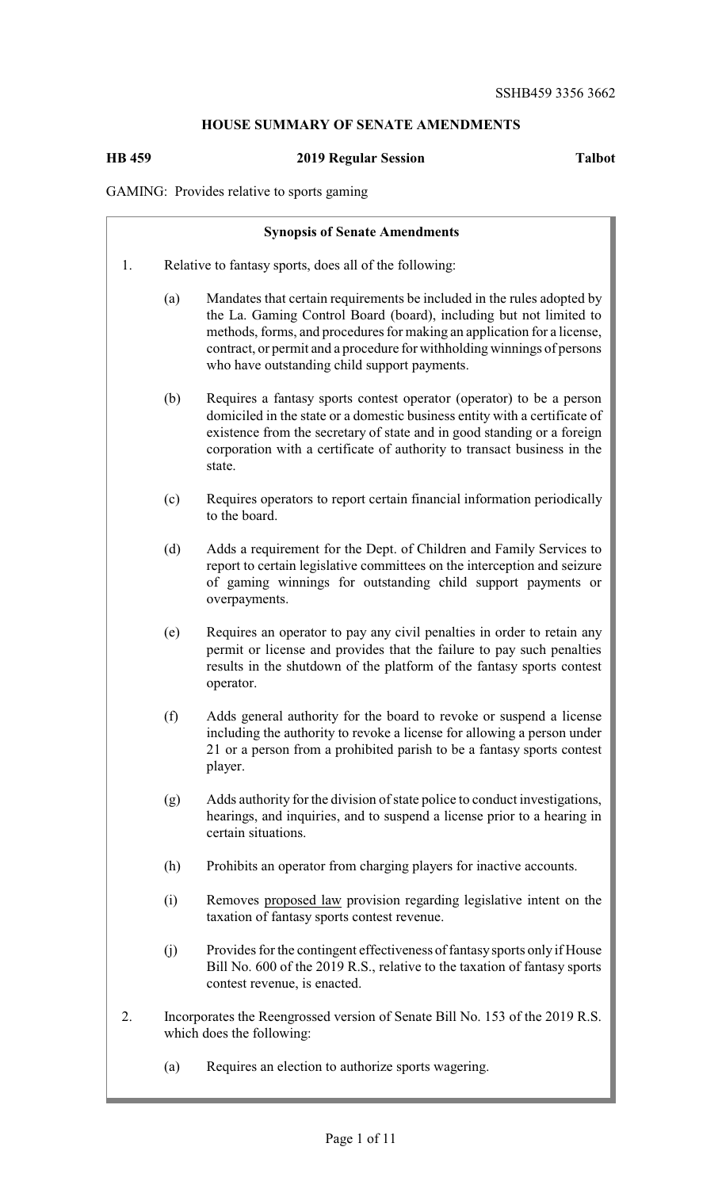SSHB459 3356 3662

## HOUSE SUMMARY OF SENATE AMENDMENTS

**HB 459** **2019 Regular Session** **Talbot**

GAMING: Provides relative to sports gaming

**Synopsis of Senate Amendments**

1. Relative to fantasy sports, does all of the following:

   (a) Mandates that certain requirements be included in the rules adopted by the La. Gaming Control Board (board), including but not limited to methods, forms, and procedures for making an application for a license, contract, or permit and a procedure for withholding winnings of persons who have outstanding child support payments.

   (b) Requires a fantasy sports contest operator (operator) to be a person domiciled in the state or a domestic business entity with a certificate of existence from the secretary of state and in good standing or a foreign corporation with a certificate of authority to transact business in the state.

   (c) Requires operators to report certain financial information periodically to the board.

   (d) Adds a requirement for the Dept. of Children and Family Services to report to certain legislative committees on the interception and seizure of gaming winnings for outstanding child support payments or overpayments.

   (e) Requires an operator to pay any civil penalties in order to retain any permit or license and provides that the failure to pay such penalties results in the shutdown of the platform of the fantasy sports contest operator.

   (f) Adds general authority for the board to revoke or suspend a license including the authority to revoke a license for allowing a person under 21 or a person from a prohibited parish to be a fantasy sports contest player.

   (g) Adds authority for the division of state police to conduct investigations, hearings, and inquiries, and to suspend a license prior to a hearing in certain situations.

   (h) Prohibits an operator from charging players for inactive accounts.

   (i) Removes <u>proposed law</u> provision regarding legislative intent on the taxation of fantasy sports contest revenue.

   (j) Provides for the contingent effectiveness of fantasy sports only if House Bill No. 600 of the 2019 R.S., relative to the taxation of fantasy sports contest revenue, is enacted.

2. Incorporates the Reengrossed version of Senate Bill No. 153 of the 2019 R.S. which does the following:

   (a) Requires an election to authorize sports wagering.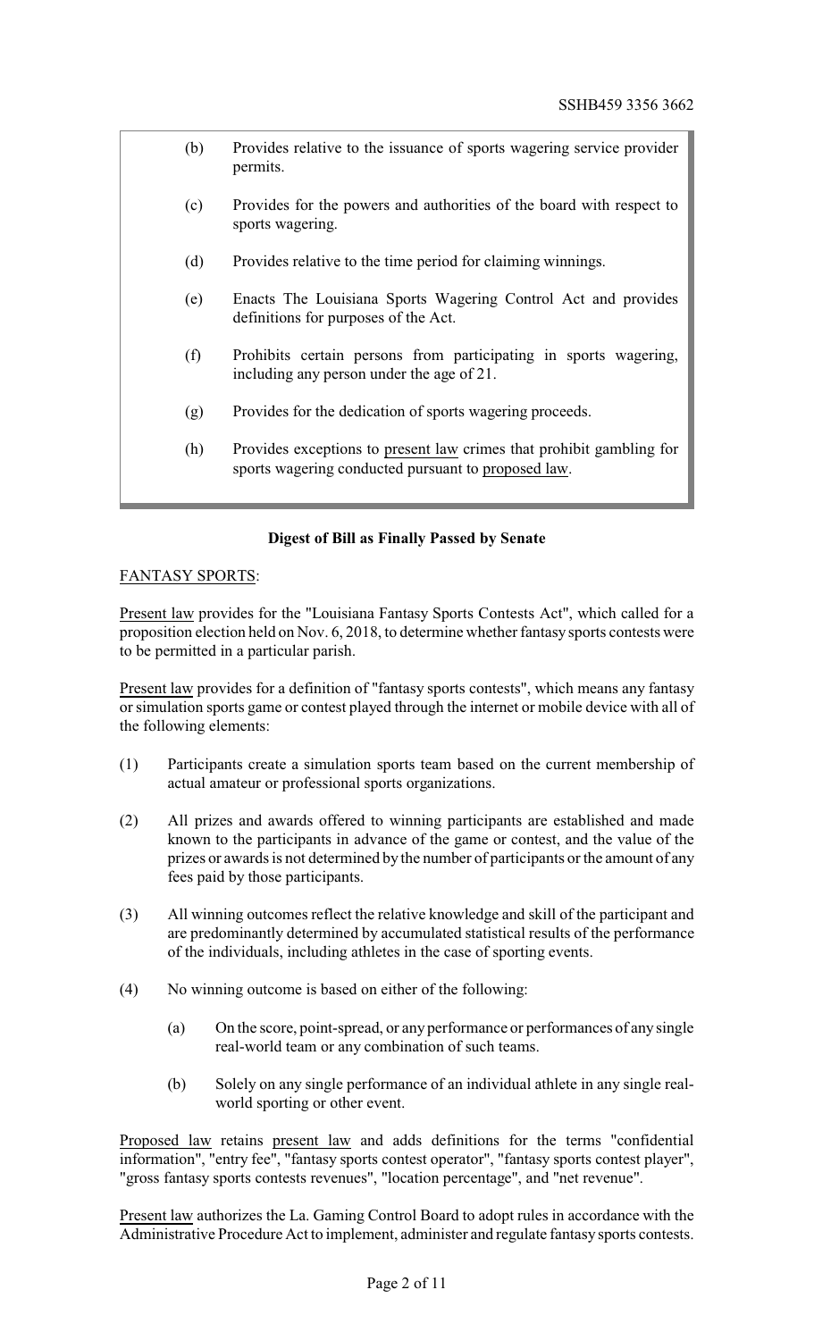(b) Provides relative to the issuance of sports wagering service provider permits.

(c) Provides for the powers and authorities of the board with respect to sports wagering.

(d) Provides relative to the time period for claiming winnings.

(e) Enacts The Louisiana Sports Wagering Control Act and provides definitions for purposes of the Act.

(f) Prohibits certain persons from participating in sports wagering, including any person under the age of 21.

(g) Provides for the dedication of sports wagering proceeds.

(h) Provides exceptions to present law crimes that prohibit gambling for sports wagering conducted pursuant to proposed law.

**Digest of Bill as Finally Passed by Senate**

FANTASY SPORTS:

Present law provides for the "Louisiana Fantasy Sports Contests Act", which called for a proposition election held on Nov. 6, 2018, to determine whether fantasy sports contests were to be permitted in a particular parish.

Present law provides for a definition of "fantasy sports contests", which means any fantasy or simulation sports game or contest played through the internet or mobile device with all of the following elements:

(1) Participants create a simulation sports team based on the current membership of actual amateur or professional sports organizations.

(2) All prizes and awards offered to winning participants are established and made known to the participants in advance of the game or contest, and the value of the prizes or awards is not determined by the number of participants or the amount of any fees paid by those participants.

(3) All winning outcomes reflect the relative knowledge and skill of the participant and are predominantly determined by accumulated statistical results of the performance of the individuals, including athletes in the case of sporting events.

(4) No winning outcome is based on either of the following:

   (a) On the score, point-spread, or any performance or performances of any single real-world team or any combination of such teams.

   (b) Solely on any single performance of an individual athlete in any single real-world sporting or other event.

Proposed law retains present law and adds definitions for the terms "confidential information", "entry fee", "fantasy sports contest operator", "fantasy sports contest player", "gross fantasy sports contests revenues", "location percentage", and "net revenue".

Present law authorizes the La. Gaming Control Board to adopt rules in accordance with the Administrative Procedure Act to implement, administer and regulate fantasy sports contests.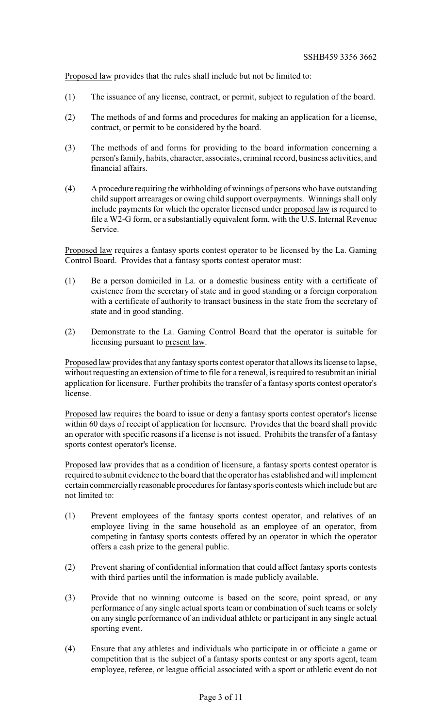Proposed law provides that the rules shall include but not be limited to:

(1) The issuance of any license, contract, or permit, subject to regulation of the board.

(2) The methods of and forms and procedures for making an application for a license, contract, or permit to be considered by the board.

(3) The methods of and forms for providing to the board information concerning a person's family, habits, character, associates, criminal record, business activities, and financial affairs.

(4) A procedure requiring the withholding of winnings of persons who have outstanding child support arrearages or owing child support overpayments. Winnings shall only include payments for which the operator licensed under proposed law is required to file a W2-G form, or a substantially equivalent form, with the U.S. Internal Revenue Service.

Proposed law requires a fantasy sports contest operator to be licensed by the La. Gaming Control Board. Provides that a fantasy sports contest operator must:

(1) Be a person domiciled in La. or a domestic business entity with a certificate of existence from the secretary of state and in good standing or a foreign corporation with a certificate of authority to transact business in the state from the secretary of state and in good standing.

(2) Demonstrate to the La. Gaming Control Board that the operator is suitable for licensing pursuant to present law.

Proposed law provides that any fantasy sports contest operator that allows its license to lapse, without requesting an extension of time to file for a renewal, is required to resubmit an initial application for licensure. Further prohibits the transfer of a fantasy sports contest operator's license.

Proposed law requires the board to issue or deny a fantasy sports contest operator's license within 60 days of receipt of application for licensure. Provides that the board shall provide an operator with specific reasons if a license is not issued. Prohibits the transfer of a fantasy sports contest operator's license.

Proposed law provides that as a condition of licensure, a fantasy sports contest operator is required to submit evidence to the board that the operator has established and will implement certain commercially reasonable procedures for fantasy sports contests which include but are not limited to:

(1) Prevent employees of the fantasy sports contest operator, and relatives of an employee living in the same household as an employee of an operator, from competing in fantasy sports contests offered by an operator in which the operator offers a cash prize to the general public.

(2) Prevent sharing of confidential information that could affect fantasy sports contests with third parties until the information is made publicly available.

(3) Provide that no winning outcome is based on the score, point spread, or any performance of any single actual sports team or combination of such teams or solely on any single performance of an individual athlete or participant in any single actual sporting event.

(4) Ensure that any athletes and individuals who participate in or officiate a game or competition that is the subject of a fantasy sports contest or any sports agent, team employee, referee, or league official associated with a sport or athletic event do not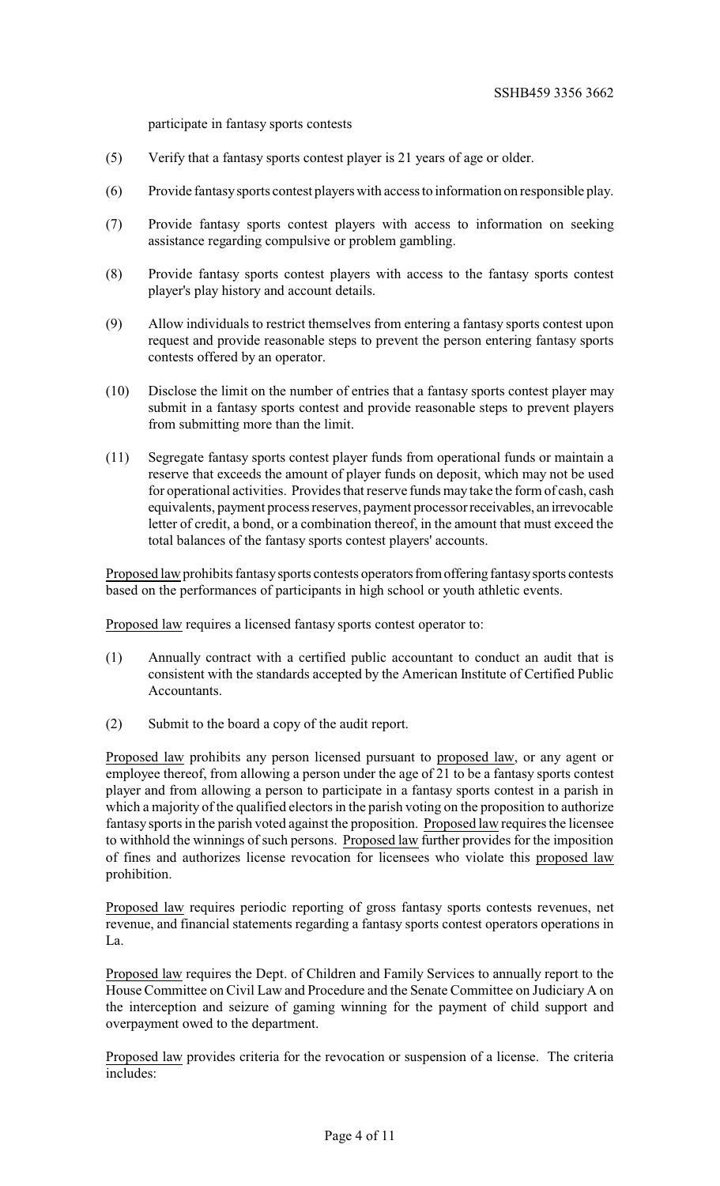participate in fantasy sports contests

(5) Verify that a fantasy sports contest player is 21 years of age or older.

(6) Provide fantasy sports contest players with access to information on responsible play.

(7) Provide fantasy sports contest players with access to information on seeking assistance regarding compulsive or problem gambling.

(8) Provide fantasy sports contest players with access to the fantasy sports contest player's play history and account details.

(9) Allow individuals to restrict themselves from entering a fantasy sports contest upon request and provide reasonable steps to prevent the person entering fantasy sports contests offered by an operator.

(10) Disclose the limit on the number of entries that a fantasy sports contest player may submit in a fantasy sports contest and provide reasonable steps to prevent players from submitting more than the limit.

(11) Segregate fantasy sports contest player funds from operational funds or maintain a reserve that exceeds the amount of player funds on deposit, which may not be used for operational activities. Provides that reserve funds may take the form of cash, cash equivalents, payment process reserves, payment processor receivables, an irrevocable letter of credit, a bond, or a combination thereof, in the amount that must exceed the total balances of the fantasy sports contest players' accounts.

<u>Proposed law</u> prohibits fantasy sports contests operators from offering fantasy sports contests based on the performances of participants in high school or youth athletic events.

<u>Proposed law</u> requires a licensed fantasy sports contest operator to:

(1) Annually contract with a certified public accountant to conduct an audit that is consistent with the standards accepted by the American Institute of Certified Public Accountants.

(2) Submit to the board a copy of the audit report.

<u>Proposed law</u> prohibits any person licensed pursuant to <u>proposed law</u>, or any agent or employee thereof, from allowing a person under the age of 21 to be a fantasy sports contest player and from allowing a person to participate in a fantasy sports contest in a parish in which a majority of the qualified electors in the parish voting on the proposition to authorize fantasy sports in the parish voted against the proposition. <u>Proposed law</u> requires the licensee to withhold the winnings of such persons. <u>Proposed law</u> further provides for the imposition of fines and authorizes license revocation for licensees who violate this <u>proposed law</u> prohibition.

<u>Proposed law</u> requires periodic reporting of gross fantasy sports contests revenues, net revenue, and financial statements regarding a fantasy sports contest operators operations in La.

<u>Proposed law</u> requires the Dept. of Children and Family Services to annually report to the House Committee on Civil Law and Procedure and the Senate Committee on Judiciary A on the interception and seizure of gaming winning for the payment of child support and overpayment owed to the department.

<u>Proposed law</u> provides criteria for the revocation or suspension of a license. The criteria includes: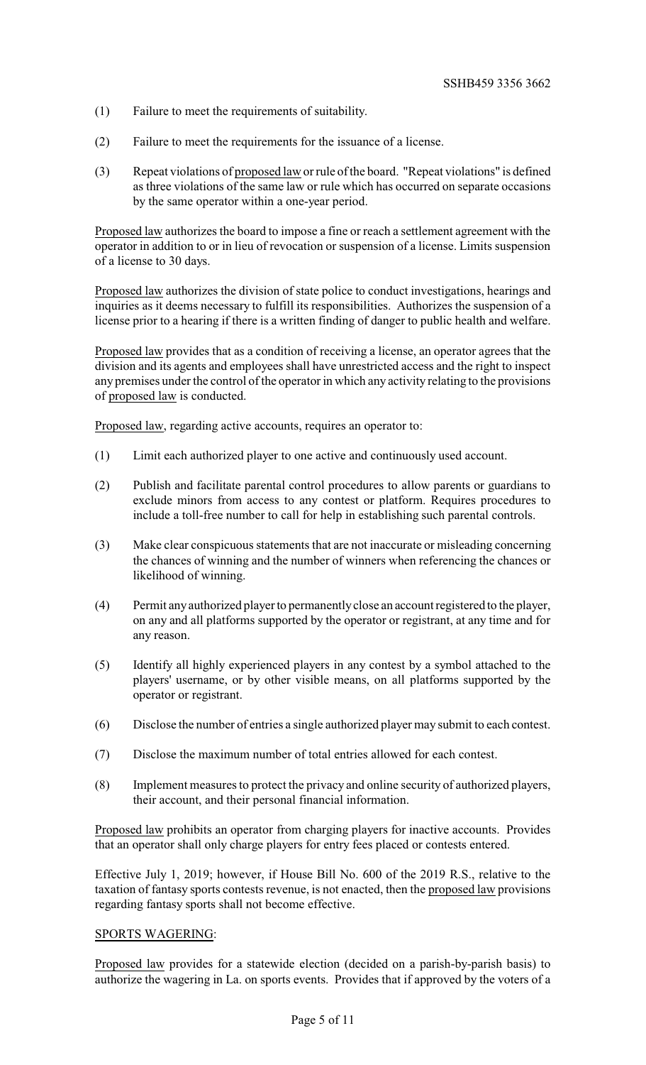(1) Failure to meet the requirements of suitability.

(2) Failure to meet the requirements for the issuance of a license.

(3) Repeat violations of proposed law or rule of the board. "Repeat violations" is defined as three violations of the same law or rule which has occurred on separate occasions by the same operator within a one-year period.

Proposed law authorizes the board to impose a fine or reach a settlement agreement with the operator in addition to or in lieu of revocation or suspension of a license. Limits suspension of a license to 30 days.

Proposed law authorizes the division of state police to conduct investigations, hearings and inquiries as it deems necessary to fulfill its responsibilities. Authorizes the suspension of a license prior to a hearing if there is a written finding of danger to public health and welfare.

Proposed law provides that as a condition of receiving a license, an operator agrees that the division and its agents and employees shall have unrestricted access and the right to inspect any premises under the control of the operator in which any activity relating to the provisions of proposed law is conducted.

Proposed law, regarding active accounts, requires an operator to:

(1) Limit each authorized player to one active and continuously used account.

(2) Publish and facilitate parental control procedures to allow parents or guardians to exclude minors from access to any contest or platform. Requires procedures to include a toll-free number to call for help in establishing such parental controls.

(3) Make clear conspicuous statements that are not inaccurate or misleading concerning the chances of winning and the number of winners when referencing the chances or likelihood of winning.

(4) Permit any authorized player to permanently close an account registered to the player, on any and all platforms supported by the operator or registrant, at any time and for any reason.

(5) Identify all highly experienced players in any contest by a symbol attached to the players' username, or by other visible means, on all platforms supported by the operator or registrant.

(6) Disclose the number of entries a single authorized player may submit to each contest.

(7) Disclose the maximum number of total entries allowed for each contest.

(8) Implement measures to protect the privacy and online security of authorized players, their account, and their personal financial information.

Proposed law prohibits an operator from charging players for inactive accounts. Provides that an operator shall only charge players for entry fees placed or contests entered.

Effective July 1, 2019; however, if House Bill No. 600 of the 2019 R.S., relative to the taxation of fantasy sports contests revenue, is not enacted, then the proposed law provisions regarding fantasy sports shall not become effective.

SPORTS WAGERING:

Proposed law provides for a statewide election (decided on a parish-by-parish basis) to authorize the wagering in La. on sports events. Provides that if approved by the voters of a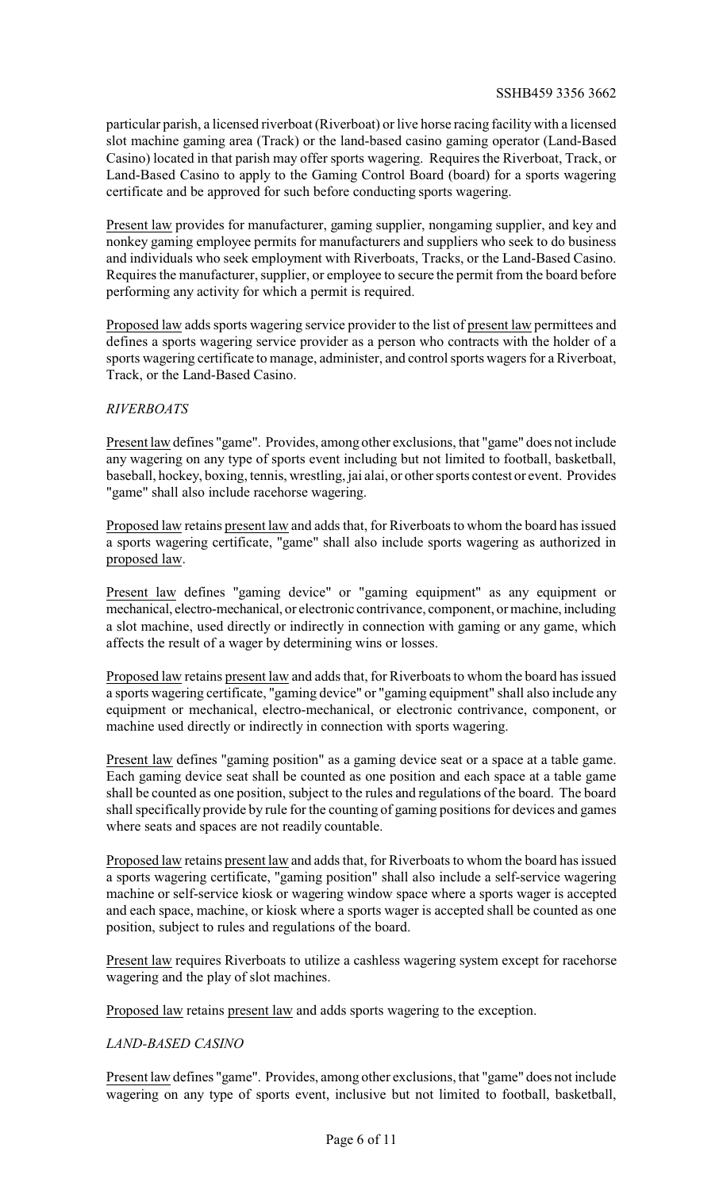particular parish, a licensed riverboat (Riverboat) or live horse racing facility with a licensed slot machine gaming area (Track) or the land-based casino gaming operator (Land-Based Casino) located in that parish may offer sports wagering. Requires the Riverboat, Track, or Land-Based Casino to apply to the Gaming Control Board (board) for a sports wagering certificate and be approved for such before conducting sports wagering.

Present law provides for manufacturer, gaming supplier, nongaming supplier, and key and nonkey gaming employee permits for manufacturers and suppliers who seek to do business and individuals who seek employment with Riverboats, Tracks, or the Land-Based Casino. Requires the manufacturer, supplier, or employee to secure the permit from the board before performing any activity for which a permit is required.

Proposed law adds sports wagering service provider to the list of present law permittees and defines a sports wagering service provider as a person who contracts with the holder of a sports wagering certificate to manage, administer, and control sports wagers for a Riverboat, Track, or the Land-Based Casino.

*RIVERBOATS*

Present law defines "game". Provides, among other exclusions, that "game" does not include any wagering on any type of sports event including but not limited to football, basketball, baseball, hockey, boxing, tennis, wrestling, jai alai, or other sports contest or event. Provides "game" shall also include racehorse wagering.

Proposed law retains present law and adds that, for Riverboats to whom the board has issued a sports wagering certificate, "game" shall also include sports wagering as authorized in proposed law.

Present law defines "gaming device" or "gaming equipment" as any equipment or mechanical, electro-mechanical, or electronic contrivance, component, or machine, including a slot machine, used directly or indirectly in connection with gaming or any game, which affects the result of a wager by determining wins or losses.

Proposed law retains present law and adds that, for Riverboats to whom the board has issued a sports wagering certificate, "gaming device" or "gaming equipment" shall also include any equipment or mechanical, electro-mechanical, or electronic contrivance, component, or machine used directly or indirectly in connection with sports wagering.

Present law defines "gaming position" as a gaming device seat or a space at a table game. Each gaming device seat shall be counted as one position and each space at a table game shall be counted as one position, subject to the rules and regulations of the board. The board shall specifically provide by rule for the counting of gaming positions for devices and games where seats and spaces are not readily countable.

Proposed law retains present law and adds that, for Riverboats to whom the board has issued a sports wagering certificate, "gaming position" shall also include a self-service wagering machine or self-service kiosk or wagering window space where a sports wager is accepted and each space, machine, or kiosk where a sports wager is accepted shall be counted as one position, subject to rules and regulations of the board.

Present law requires Riverboats to utilize a cashless wagering system except for racehorse wagering and the play of slot machines.

Proposed law retains present law and adds sports wagering to the exception.

*LAND-BASED CASINO*

Present law defines "game". Provides, among other exclusions, that "game" does not include wagering on any type of sports event, inclusive but not limited to football, basketball,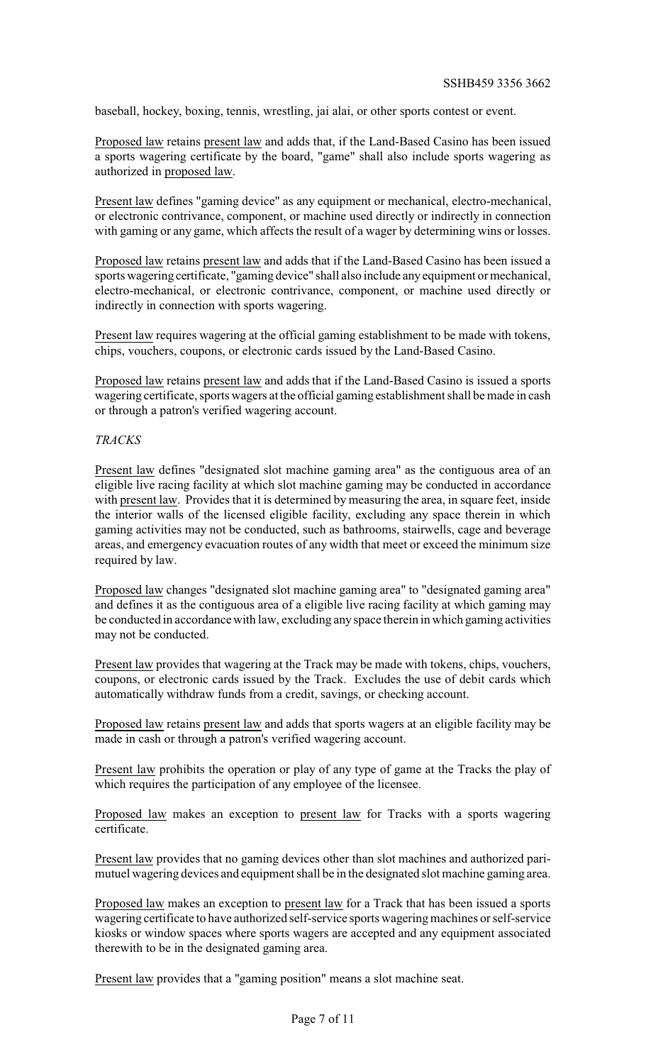baseball, hockey, boxing, tennis, wrestling, jai alai, or other sports contest or event.

Proposed law retains present law and adds that, if the Land-Based Casino has been issued a sports wagering certificate by the board, "game" shall also include sports wagering as authorized in proposed law.

Present law defines "gaming device" as any equipment or mechanical, electro-mechanical, or electronic contrivance, component, or machine used directly or indirectly in connection with gaming or any game, which affects the result of a wager by determining wins or losses.

Proposed law retains present law and adds that if the Land-Based Casino has been issued a sports wagering certificate, "gaming device" shall also include any equipment or mechanical, electro-mechanical, or electronic contrivance, component, or machine used directly or indirectly in connection with sports wagering.

Present law requires wagering at the official gaming establishment to be made with tokens, chips, vouchers, coupons, or electronic cards issued by the Land-Based Casino.

Proposed law retains present law and adds that if the Land-Based Casino is issued a sports wagering certificate, sports wagers at the official gaming establishment shall be made in cash or through a patron's verified wagering account.

*TRACKS*

Present law defines "designated slot machine gaming area" as the contiguous area of an eligible live racing facility at which slot machine gaming may be conducted in accordance with present law. Provides that it is determined by measuring the area, in square feet, inside the interior walls of the licensed eligible facility, excluding any space therein in which gaming activities may not be conducted, such as bathrooms, stairwells, cage and beverage areas, and emergency evacuation routes of any width that meet or exceed the minimum size required by law.

Proposed law changes "designated slot machine gaming area" to "designated gaming area" and defines it as the contiguous area of a eligible live racing facility at which gaming may be conducted in accordance with law, excluding any space therein in which gaming activities may not be conducted.

Present law provides that wagering at the Track may be made with tokens, chips, vouchers, coupons, or electronic cards issued by the Track. Excludes the use of debit cards which automatically withdraw funds from a credit, savings, or checking account.

Proposed law retains present law and adds that sports wagers at an eligible facility may be made in cash or through a patron's verified wagering account.

Present law prohibits the operation or play of any type of game at the Tracks the play of which requires the participation of any employee of the licensee.

Proposed law makes an exception to present law for Tracks with a sports wagering certificate.

Present law provides that no gaming devices other than slot machines and authorized pari-mutuel wagering devices and equipment shall be in the designated slot machine gaming area.

Proposed law makes an exception to present law for a Track that has been issued a sports wagering certificate to have authorized self-service sports wagering machines or self-service kiosks or window spaces where sports wagers are accepted and any equipment associated therewith to be in the designated gaming area.

Present law provides that a "gaming position" means a slot machine seat.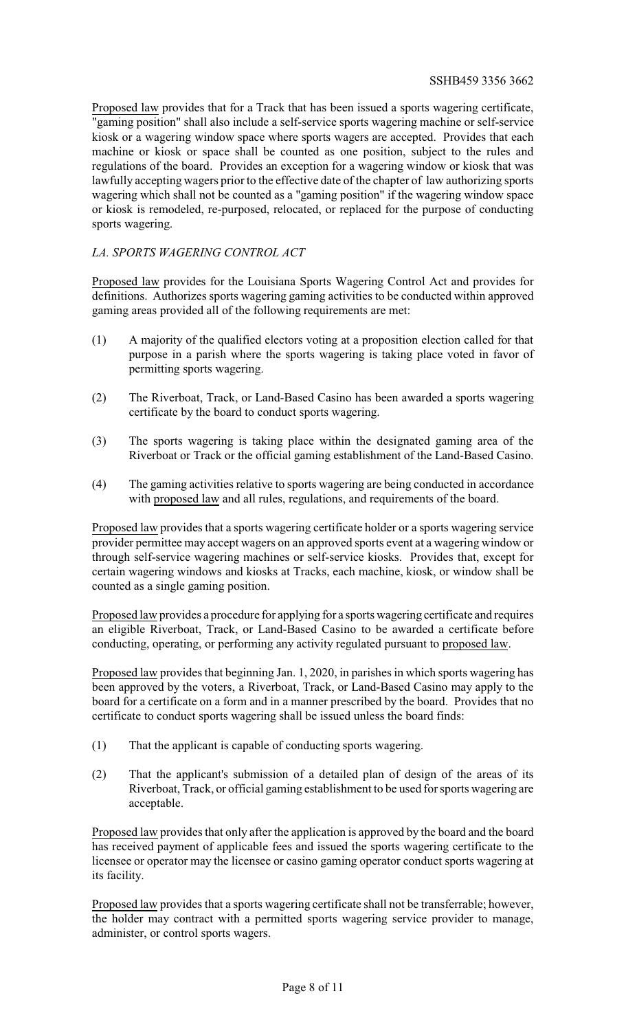Proposed law provides that for a Track that has been issued a sports wagering certificate, "gaming position" shall also include a self-service sports wagering machine or self-service kiosk or a wagering window space where sports wagers are accepted. Provides that each machine or kiosk or space shall be counted as one position, subject to the rules and regulations of the board. Provides an exception for a wagering window or kiosk that was lawfully accepting wagers prior to the effective date of the chapter of law authorizing sports wagering which shall not be counted as a "gaming position" if the wagering window space or kiosk is remodeled, re-purposed, relocated, or replaced for the purpose of conducting sports wagering.

*LA. SPORTS WAGERING CONTROL ACT*

Proposed law provides for the Louisiana Sports Wagering Control Act and provides for definitions. Authorizes sports wagering gaming activities to be conducted within approved gaming areas provided all of the following requirements are met:

(1) A majority of the qualified electors voting at a proposition election called for that purpose in a parish where the sports wagering is taking place voted in favor of permitting sports wagering.

(2) The Riverboat, Track, or Land-Based Casino has been awarded a sports wagering certificate by the board to conduct sports wagering.

(3) The sports wagering is taking place within the designated gaming area of the Riverboat or Track or the official gaming establishment of the Land-Based Casino.

(4) The gaming activities relative to sports wagering are being conducted in accordance with proposed law and all rules, regulations, and requirements of the board.

Proposed law provides that a sports wagering certificate holder or a sports wagering service provider permittee may accept wagers on an approved sports event at a wagering window or through self-service wagering machines or self-service kiosks. Provides that, except for certain wagering windows and kiosks at Tracks, each machine, kiosk, or window shall be counted as a single gaming position.

Proposed law provides a procedure for applying for a sports wagering certificate and requires an eligible Riverboat, Track, or Land-Based Casino to be awarded a certificate before conducting, operating, or performing any activity regulated pursuant to proposed law.

Proposed law provides that beginning Jan. 1, 2020, in parishes in which sports wagering has been approved by the voters, a Riverboat, Track, or Land-Based Casino may apply to the board for a certificate on a form and in a manner prescribed by the board. Provides that no certificate to conduct sports wagering shall be issued unless the board finds:

(1) That the applicant is capable of conducting sports wagering.

(2) That the applicant's submission of a detailed plan of design of the areas of its Riverboat, Track, or official gaming establishment to be used for sports wagering are acceptable.

Proposed law provides that only after the application is approved by the board and the board has received payment of applicable fees and issued the sports wagering certificate to the licensee or operator may the licensee or casino gaming operator conduct sports wagering at its facility.

Proposed law provides that a sports wagering certificate shall not be transferrable; however, the holder may contract with a permitted sports wagering service provider to manage, administer, or control sports wagers.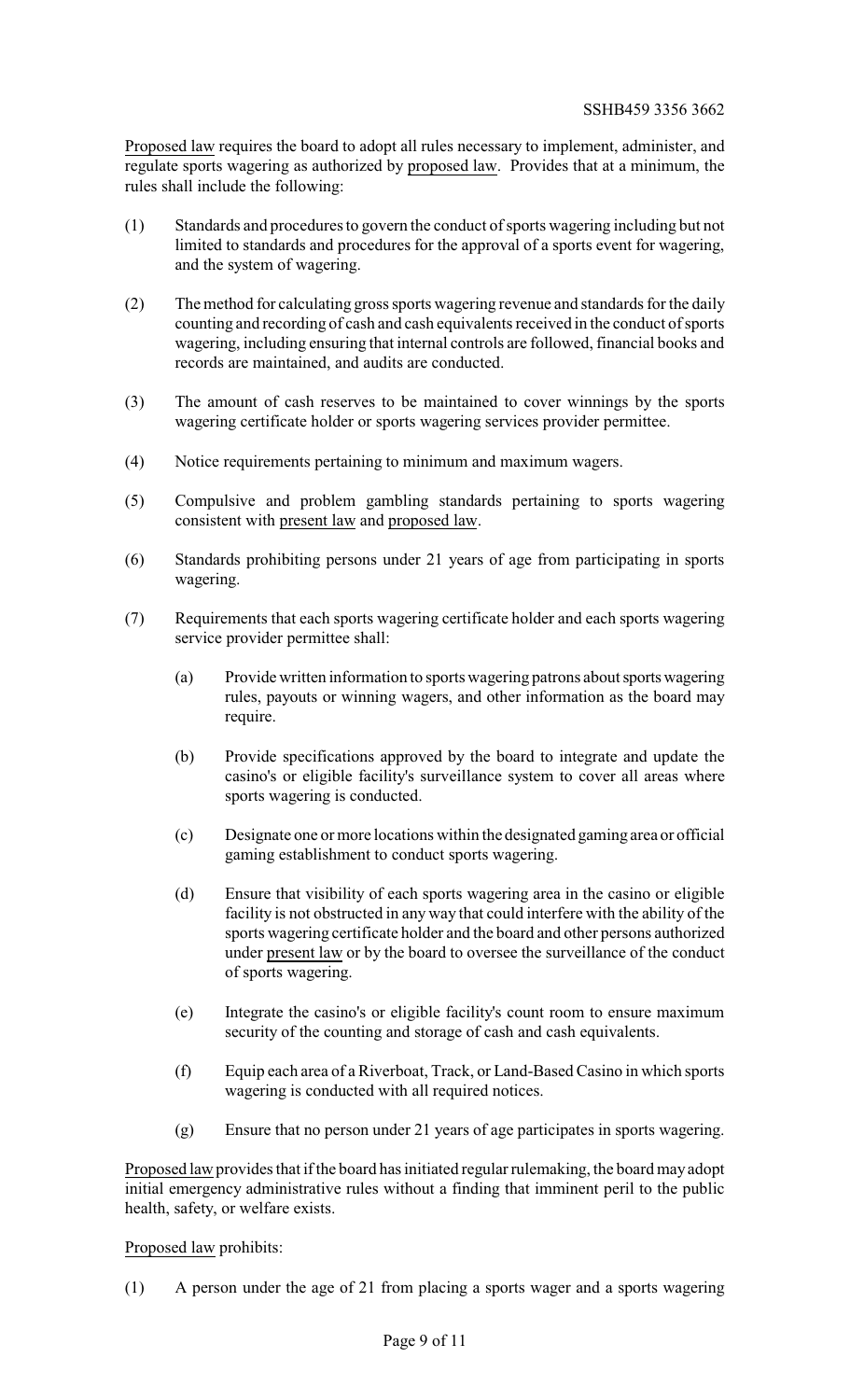Proposed law requires the board to adopt all rules necessary to implement, administer, and regulate sports wagering as authorized by proposed law. Provides that at a minimum, the rules shall include the following:

(1) Standards and procedures to govern the conduct of sports wagering including but not limited to standards and procedures for the approval of a sports event for wagering, and the system of wagering.

(2) The method for calculating gross sports wagering revenue and standards for the daily counting and recording of cash and cash equivalents received in the conduct of sports wagering, including ensuring that internal controls are followed, financial books and records are maintained, and audits are conducted.

(3) The amount of cash reserves to be maintained to cover winnings by the sports wagering certificate holder or sports wagering services provider permittee.

(4) Notice requirements pertaining to minimum and maximum wagers.

(5) Compulsive and problem gambling standards pertaining to sports wagering consistent with present law and proposed law.

(6) Standards prohibiting persons under 21 years of age from participating in sports wagering.

(7) Requirements that each sports wagering certificate holder and each sports wagering service provider permittee shall:

    (a) Provide written information to sports wagering patrons about sports wagering rules, payouts or winning wagers, and other information as the board may require.

    (b) Provide specifications approved by the board to integrate and update the casino's or eligible facility's surveillance system to cover all areas where sports wagering is conducted.

    (c) Designate one or more locations within the designated gaming area or official gaming establishment to conduct sports wagering.

    (d) Ensure that visibility of each sports wagering area in the casino or eligible facility is not obstructed in any way that could interfere with the ability of the sports wagering certificate holder and the board and other persons authorized under present law or by the board to oversee the surveillance of the conduct of sports wagering.

    (e) Integrate the casino's or eligible facility's count room to ensure maximum security of the counting and storage of cash and cash equivalents.

    (f) Equip each area of a Riverboat, Track, or Land-Based Casino in which sports wagering is conducted with all required notices.

    (g) Ensure that no person under 21 years of age participates in sports wagering.

Proposed law provides that if the board has initiated regular rulemaking, the board may adopt initial emergency administrative rules without a finding that imminent peril to the public health, safety, or welfare exists.

Proposed law prohibits:

(1) A person under the age of 21 from placing a sports wager and a sports wagering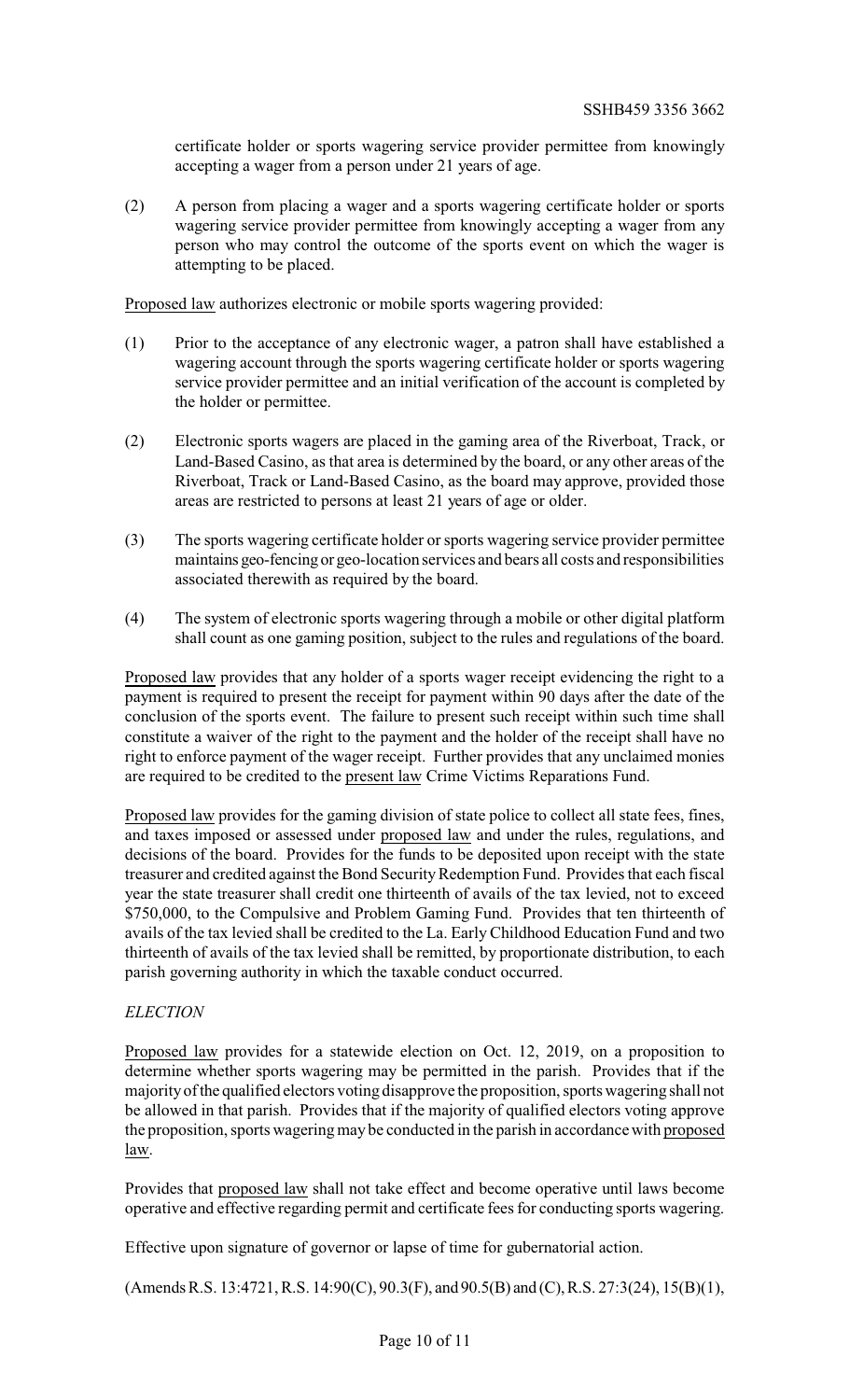certificate holder or sports wagering service provider permittee from knowingly accepting a wager from a person under 21 years of age.

(2) A person from placing a wager and a sports wagering certificate holder or sports wagering service provider permittee from knowingly accepting a wager from any person who may control the outcome of the sports event on which the wager is attempting to be placed.

Proposed law authorizes electronic or mobile sports wagering provided:

(1) Prior to the acceptance of any electronic wager, a patron shall have established a wagering account through the sports wagering certificate holder or sports wagering service provider permittee and an initial verification of the account is completed by the holder or permittee.

(2) Electronic sports wagers are placed in the gaming area of the Riverboat, Track, or Land-Based Casino, as that area is determined by the board, or any other areas of the Riverboat, Track or Land-Based Casino, as the board may approve, provided those areas are restricted to persons at least 21 years of age or older.

(3) The sports wagering certificate holder or sports wagering service provider permittee maintains geo-fencing or geo-location services and bears all costs and responsibilities associated therewith as required by the board.

(4) The system of electronic sports wagering through a mobile or other digital platform shall count as one gaming position, subject to the rules and regulations of the board.

Proposed law provides that any holder of a sports wager receipt evidencing the right to a payment is required to present the receipt for payment within 90 days after the date of the conclusion of the sports event. The failure to present such receipt within such time shall constitute a waiver of the right to the payment and the holder of the receipt shall have no right to enforce payment of the wager receipt. Further provides that any unclaimed monies are required to be credited to the present law Crime Victims Reparations Fund.

Proposed law provides for the gaming division of state police to collect all state fees, fines, and taxes imposed or assessed under proposed law and under the rules, regulations, and decisions of the board. Provides for the funds to be deposited upon receipt with the state treasurer and credited against the Bond Security Redemption Fund. Provides that each fiscal year the state treasurer shall credit one thirteenth of avails of the tax levied, not to exceed $750,000, to the Compulsive and Problem Gaming Fund. Provides that ten thirteenth of avails of the tax levied shall be credited to the La. Early Childhood Education Fund and two thirteenth of avails of the tax levied shall be remitted, by proportionate distribution, to each parish governing authority in which the taxable conduct occurred.

*ELECTION*

Proposed law provides for a statewide election on Oct. 12, 2019, on a proposition to determine whether sports wagering may be permitted in the parish. Provides that if the majority of the qualified electors voting disapprove the proposition, sports wagering shall not be allowed in that parish. Provides that if the majority of qualified electors voting approve the proposition, sports wagering may be conducted in the parish in accordance with proposed law.

Provides that proposed law shall not take effect and become operative until laws become operative and effective regarding permit and certificate fees for conducting sports wagering.

Effective upon signature of governor or lapse of time for gubernatorial action.

(Amends R.S. 13:4721, R.S. 14:90(C), 90.3(F), and 90.5(B) and (C), R.S. 27:3(24), 15(B)(1),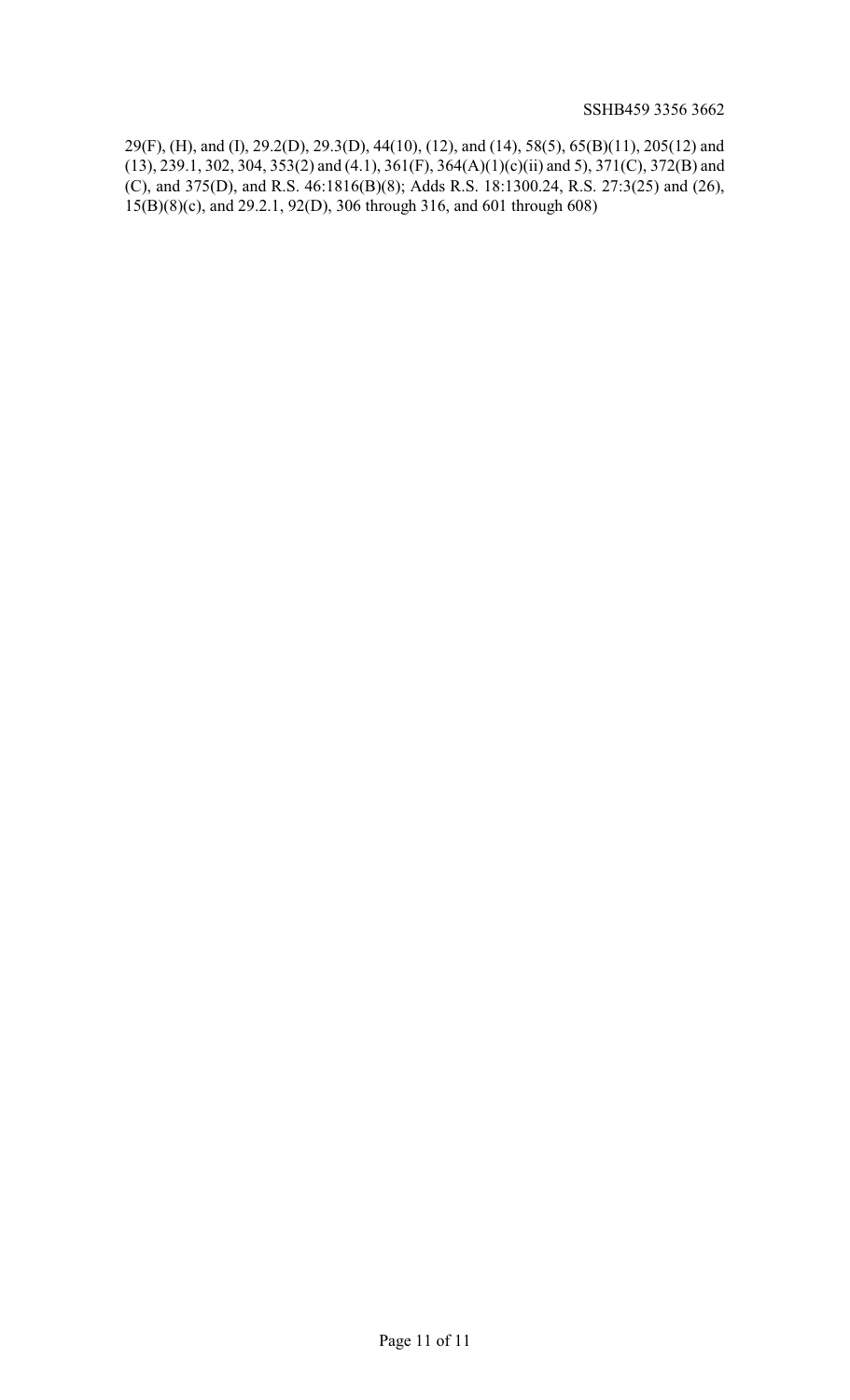29(F), (H), and (I), 29.2(D), 29.3(D), 44(10), (12), and (14), 58(5), 65(B)(11), 205(12) and (13), 239.1, 302, 304, 353(2) and (4.1), 361(F), 364(A)(1)(c)(ii) and 5), 371(C), 372(B) and (C), and 375(D), and R.S. 46:1816(B)(8); Adds R.S. 18:1300.24, R.S. 27:3(25) and (26), 15(B)(8)(c), and 29.2.1, 92(D), 306 through 316, and 601 through 608)